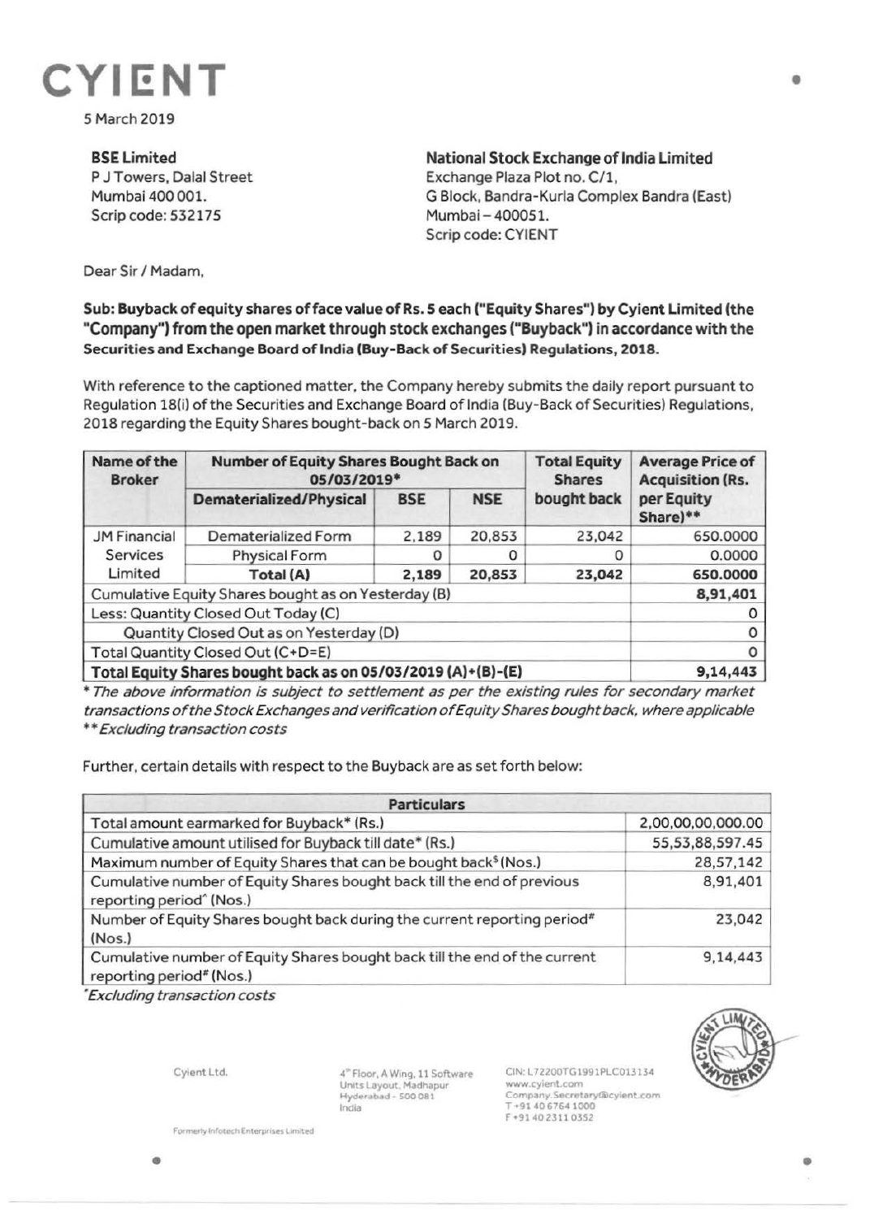# CYIENT

5 March 2019

**BSE Limited**
P J Towers, Dalal Street
Mumbai 400 001.
Scrip code: 532175

**National Stock Exchange of India Limited**
Exchange Plaza Plot no. C/1,
G Block, Bandra-Kurla Complex Bandra (East)
Mumbai – 400051.
Scrip code: CYIENT

Dear Sir / Madam,

**Sub: Buyback of equity shares of face value of Rs. 5 each ("Equity Shares") by Cyient Limited (the "Company") from the open market through stock exchanges ("Buyback") in accordance with the Securities and Exchange Board of India (Buy-Back of Securities) Regulations, 2018.**

With reference to the captioned matter, the Company hereby submits the daily report pursuant to Regulation 18(i) of the Securities and Exchange Board of India (Buy-Back of Securities) Regulations, 2018 regarding the Equity Shares bought-back on 5 March 2019.

| Name of the Broker | Number of Equity Shares Bought Back on 05/03/2019* | | | Total Equity Shares bought back | Average Price of Acquisition (Rs. per Equity Share)** |
|---|---|---|---|---|---|
| | Dematerialized/Physical | BSE | NSE | | |
| JM Financial Services Limited | Dematerialized Form | 2,189 | 20,853 | 23,042 | 650.0000 |
| | Physical Form | 0 | 0 | 0 | 0.0000 |
| | **Total (A)** | **2,189** | **20,853** | **23,042** | **650.0000** |
| Cumulative Equity Shares bought as on Yesterday (B) | | | | | **8,91,401** |
| Less: Quantity Closed Out Today (C) | | | | | 0 |
| Quantity Closed Out as on Yesterday (D) | | | | | 0 |
| Total Quantity Closed Out (C+D=E) | | | | | 0 |
| **Total Equity Shares bought back as on 05/03/2019 (A)+(B)-(E)** | | | | | **9,14,443** |

*\* The above information is subject to settlement as per the existing rules for secondary market transactions of the Stock Exchanges and verification of Equity Shares bought back, where applicable*
*\*\* Excluding transaction costs*

Further, certain details with respect to the Buyback are as set forth below:

| Particulars | |
|---|---|
| Total amount earmarked for Buyback* (Rs.) | 2,00,00,00,000.00 |
| Cumulative amount utilised for Buyback till date* (Rs.) | 55,53,88,597.45 |
| Maximum number of Equity Shares that can be bought back$ (Nos.) | 28,57,142 |
| Cumulative number of Equity Shares bought back till the end of previous reporting period^ (Nos.) | 8,91,401 |
| Number of Equity Shares bought back during the current reporting period# (Nos.) | 23,042 |
| Cumulative number of Equity Shares bought back till the end of the current reporting period# (Nos.) | 9,14,443 |

*\*Excluding transaction costs*

Cyient Ltd.

4th Floor, A Wing, 11 Software Units Layout, Madhapur Hyderabad - 500 081 India

CIN: L72200TG1991PLC013134
www.cyient.com
Company.Secretary@cyient.com
T +91 40 6764 1000
F +91 40 2311 0352

Formerly Infotech Enterprises Limited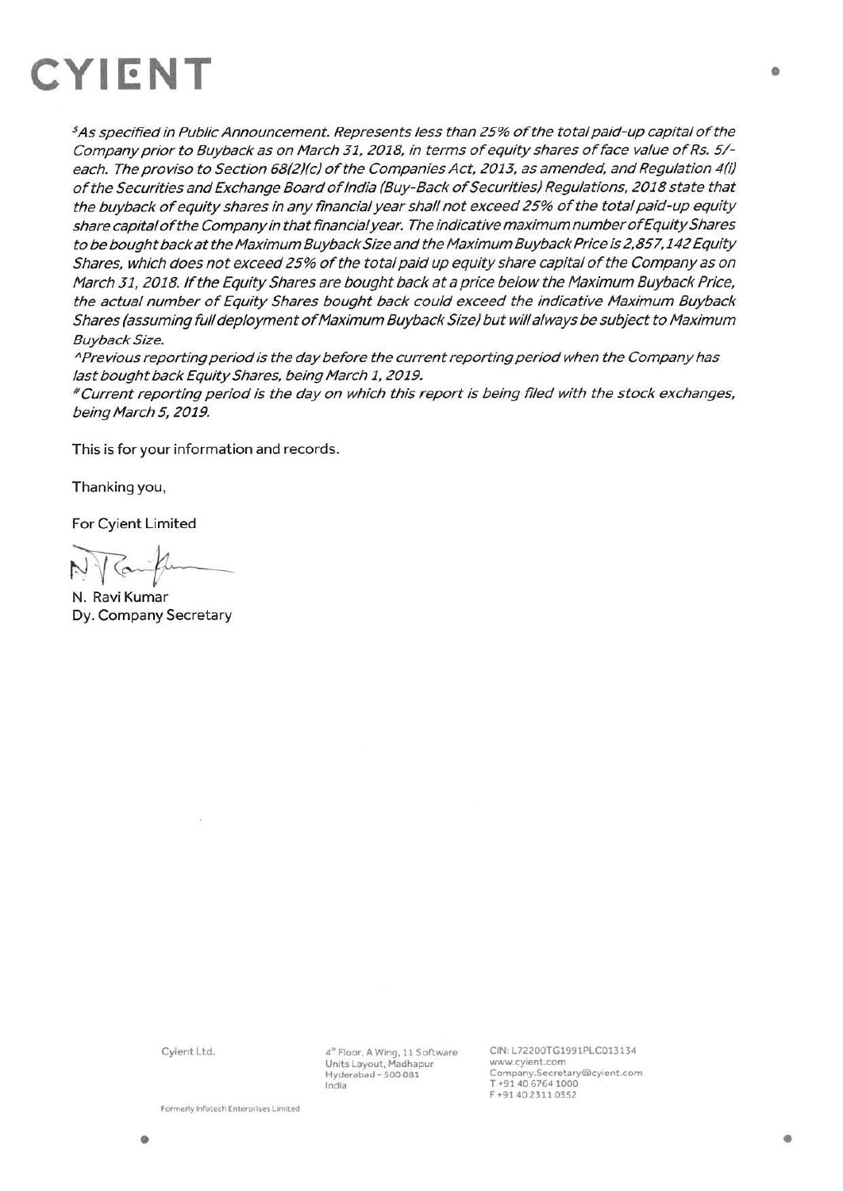*$As specified in Public Announcement. Represents less than 25% of the total paid-up capital of the Company prior to Buyback as on March 31, 2018, in terms of equity shares of face value of Rs. 5/- each. The proviso to Section 68(2)(c) of the Companies Act, 2013, as amended, and Regulation 4(i) of the Securities and Exchange Board of India (Buy-Back of Securities) Regulations, 2018 state that the buyback of equity shares in any financial year shall not exceed 25% of the total paid-up equity share capital of the Company in that financial year. The indicative maximum number of Equity Shares to be bought back at the Maximum Buyback Size and the Maximum Buyback Price is 2,857,142 Equity Shares, which does not exceed 25% of the total paid up equity share capital of the Company as on March 31, 2018. If the Equity Shares are bought back at a price below the Maximum Buyback Price, the actual number of Equity Shares bought back could exceed the indicative Maximum Buyback Shares (assuming full deployment of Maximum Buyback Size) but will always be subject to Maximum Buyback Size.*

*^Previous reporting period is the day before the current reporting period when the Company has last bought back Equity Shares, being March 1, 2019.*

*#Current reporting period is the day on which this report is being filed with the stock exchanges, being March 5, 2019.*

This is for your information and records.

Thanking you,

For Cyient Limited

N. Ravi Kumar
Dy. Company Secretary

Cyient Ltd.

4th Floor, A Wing, 11 Software Units Layout, Madhapur
Hyderabad - 500 081
India

CIN: L72200TG1991PLC013134
www.cyient.com
Company.Secretary@cyient.com
T +91 40 6764 1000
F +91 40 2311 0352

Formerly Infotech Enterprises Limited